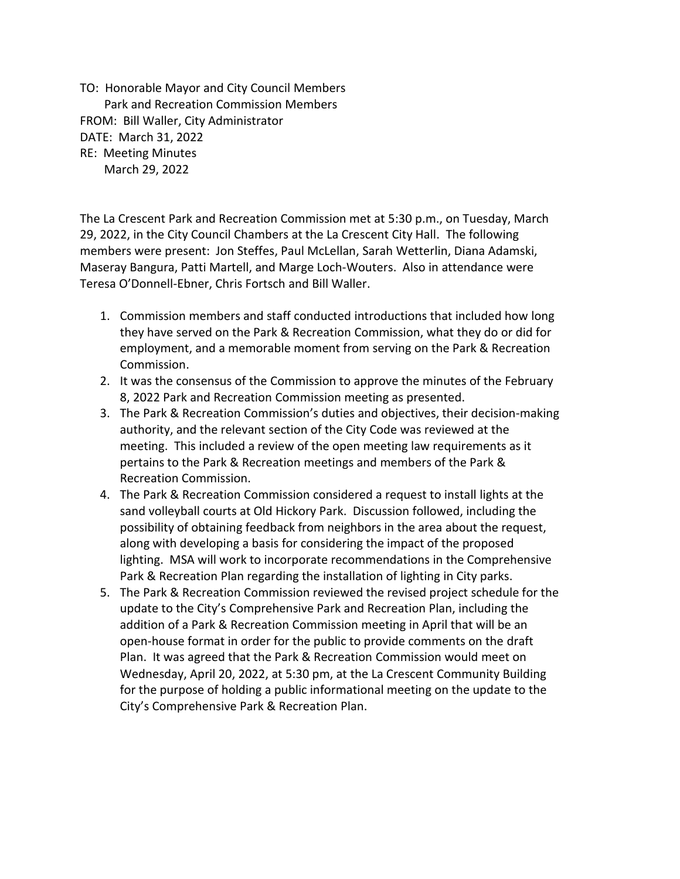TO: Honorable Mayor and City Council Members
Park and Recreation Commission Members
FROM: Bill Waller, City Administrator
DATE: March 31, 2022
RE: Meeting Minutes
March 29, 2022

The La Crescent Park and Recreation Commission met at 5:30 p.m., on Tuesday, March 29, 2022, in the City Council Chambers at the La Crescent City Hall. The following members were present: Jon Steffes, Paul McLellan, Sarah Wetterlin, Diana Adamski, Maseray Bangura, Patti Martell, and Marge Loch-Wouters. Also in attendance were Teresa O'Donnell-Ebner, Chris Fortsch and Bill Waller.

1. Commission members and staff conducted introductions that included how long they have served on the Park & Recreation Commission, what they do or did for employment, and a memorable moment from serving on the Park & Recreation Commission.
2. It was the consensus of the Commission to approve the minutes of the February 8, 2022 Park and Recreation Commission meeting as presented.
3. The Park & Recreation Commission's duties and objectives, their decision-making authority, and the relevant section of the City Code was reviewed at the meeting. This included a review of the open meeting law requirements as it pertains to the Park & Recreation meetings and members of the Park & Recreation Commission.
4. The Park & Recreation Commission considered a request to install lights at the sand volleyball courts at Old Hickory Park. Discussion followed, including the possibility of obtaining feedback from neighbors in the area about the request, along with developing a basis for considering the impact of the proposed lighting. MSA will work to incorporate recommendations in the Comprehensive Park & Recreation Plan regarding the installation of lighting in City parks.
5. The Park & Recreation Commission reviewed the revised project schedule for the update to the City's Comprehensive Park and Recreation Plan, including the addition of a Park & Recreation Commission meeting in April that will be an open-house format in order for the public to provide comments on the draft Plan. It was agreed that the Park & Recreation Commission would meet on Wednesday, April 20, 2022, at 5:30 pm, at the La Crescent Community Building for the purpose of holding a public informational meeting on the update to the City's Comprehensive Park & Recreation Plan.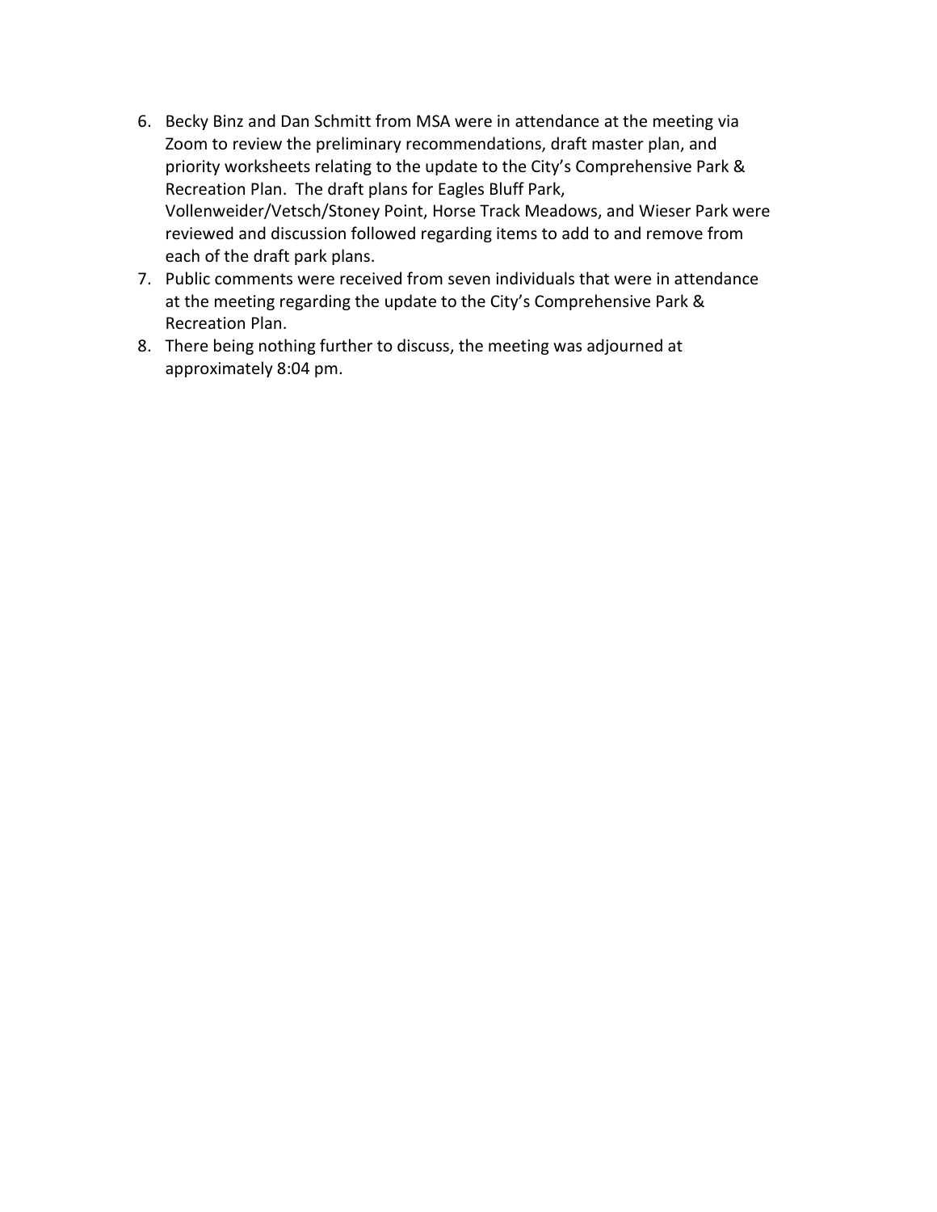6. Becky Binz and Dan Schmitt from MSA were in attendance at the meeting via Zoom to review the preliminary recommendations, draft master plan, and priority worksheets relating to the update to the City's Comprehensive Park & Recreation Plan. The draft plans for Eagles Bluff Park, Vollenweider/Vetsch/Stoney Point, Horse Track Meadows, and Wieser Park were reviewed and discussion followed regarding items to add to and remove from each of the draft park plans.
7. Public comments were received from seven individuals that were in attendance at the meeting regarding the update to the City's Comprehensive Park & Recreation Plan.
8. There being nothing further to discuss, the meeting was adjourned at approximately 8:04 pm.